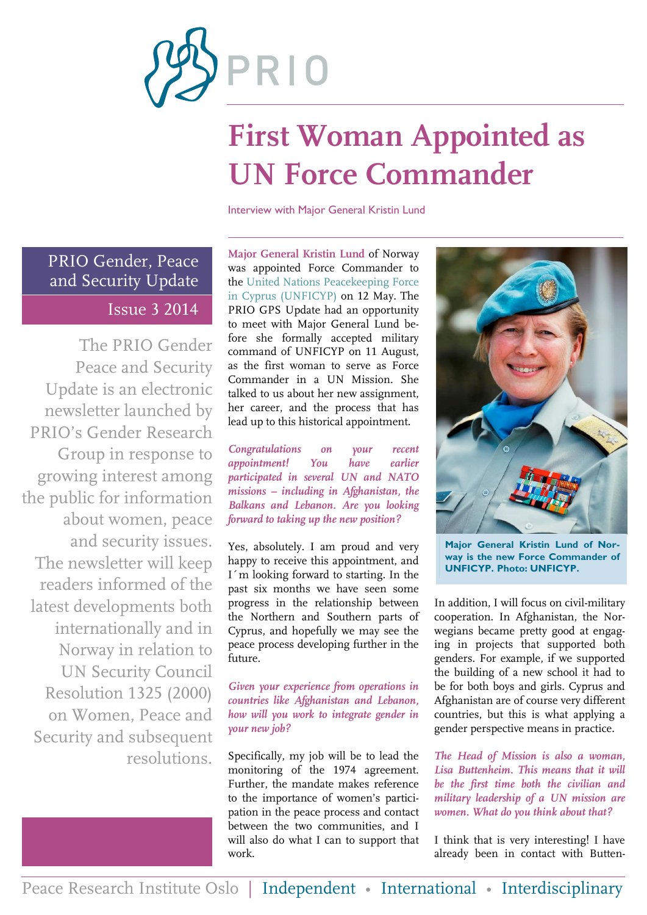# First Woman Appointed as UN Force Commander

Interview with Major General Kristin Lund

**PRIO Gender, Peace and Security Update**

**Issue 3 2014**

The PRIO Gender Peace and Security Update is an electronic newsletter launched by PRIO's Gender Research Group in response to growing interest among the public for information about women, peace and security issues. The newsletter will keep readers informed of the latest developments both internationally and in Norway in relation to UN Security Council Resolution 1325 (2000) on Women, Peace and Security and subsequent resolutions.

**Major General Kristin Lund** of Norway was appointed Force Commander to the United Nations Peacekeeping Force in Cyprus (UNFICYP) on 12 May. The PRIO GPS Update had an opportunity to meet with Major General Lund before she formally accepted military command of UNFICYP on 11 August, as the first woman to serve as Force Commander in a UN Mission. She talked to us about her new assignment, her career, and the process that has lead up to this historical appointment.

*Congratulations on your recent appointment! You have earlier participated in several UN and NATO missions – including in Afghanistan, the Balkans and Lebanon. Are you looking forward to taking up the new position?*

Yes, absolutely. I am proud and very happy to receive this appointment, and I´m looking forward to starting. In the past six months we have seen some progress in the relationship between the Northern and Southern parts of Cyprus, and hopefully we may see the peace process developing further in the future.

*Given your experience from operations in countries like Afghanistan and Lebanon, how will you work to integrate gender in your new job?*

Specifically, my job will be to lead the monitoring of the 1974 agreement. Further, the mandate makes reference to the importance of women's participation in the peace process and contact between the two communities, and I will also do what I can to support that work.

**Major General Kristin Lund of Norway is the new Force Commander of UNFICYP. Photo: UNFICYP.**

In addition, I will focus on civil-military cooperation. In Afghanistan, the Norwegians became pretty good at engaging in projects that supported both genders. For example, if we supported the building of a new school it had to be for both boys and girls. Cyprus and Afghanistan are of course very different countries, but this is what applying a gender perspective means in practice.

*The Head of Mission is also a woman, Lisa Buttenheim. This means that it will be the first time both the civilian and military leadership of a UN mission are women. What do you think about that?*

I think that is very interesting! I have already been in contact with Butten-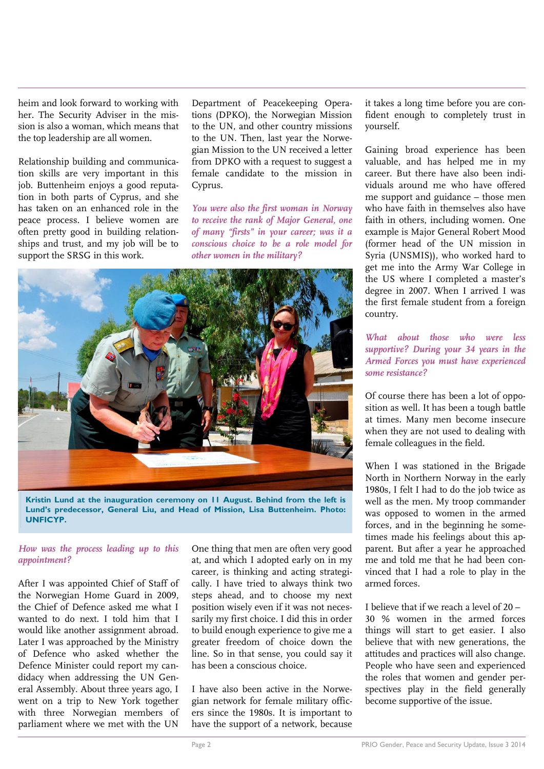heim and look forward to working with her. The Security Adviser in the mission is also a woman, which means that the top leadership are all women.

Relationship building and communication skills are very important in this job. Buttenheim enjoys a good reputation in both parts of Cyprus, and she has taken on an enhanced role in the peace process. I believe women are often pretty good in building relationships and trust, and my job will be to support the SRSG in this work.

*How was the process leading up to this appointment?*

After I was appointed Chief of Staff of the Norwegian Home Guard in 2009, the Chief of Defence asked me what I wanted to do next. I told him that I would like another assignment abroad. Later I was approached by the Ministry of Defence who asked whether the Defence Minister could report my candidacy when addressing the UN General Assembly. About three years ago, I went on a trip to New York together with three Norwegian members of parliament where we met with the UN Department of Peacekeeping Operations (DPKO), the Norwegian Mission to the UN, and other country missions to the UN. Then, last year the Norwegian Mission to the UN received a letter from DPKO with a request to suggest a female candidate to the mission in Cyprus.

*You were also the first woman in Norway to receive the rank of Major General, one of many "firsts" in your career; was it a conscious choice to be a role model for other women in the military?*

**Kristin Lund at the inauguration ceremony on 11 August. Behind from the left is Lund's predecessor, General Liu, and Head of Mission, Lisa Buttenheim. Photo: UNFICYP.**

One thing that men are often very good at, and which I adopted early on in my career, is thinking and acting strategically. I have tried to always think two steps ahead, and to choose my next position wisely even if it was not necessarily my first choice. I did this in order to build enough experience to give me a greater freedom of choice down the line. So in that sense, you could say it has been a conscious choice.

I have also been active in the Norwegian network for female military officers since the 1980s. It is important to have the support of a network, because it takes a long time before you are confident enough to completely trust in yourself.

Gaining broad experience has been valuable, and has helped me in my career. But there have also been individuals around me who have offered me support and guidance – those men who have faith in themselves also have faith in others, including women. One example is Major General Robert Mood (former head of the UN mission in Syria (UNSMIS)), who worked hard to get me into the Army War College in the US where I completed a master's degree in 2007. When I arrived I was the first female student from a foreign country.

*What about those who were less supportive? During your 34 years in the Armed Forces you must have experienced some resistance?*

Of course there has been a lot of opposition as well. It has been a tough battle at times. Many men become insecure when they are not used to dealing with female colleagues in the field.

When I was stationed in the Brigade North in Northern Norway in the early 1980s, I felt I had to do the job twice as well as the men. My troop commander was opposed to women in the armed forces, and in the beginning he sometimes made his feelings about this apparent. But after a year he approached me and told me that he had been convinced that I had a role to play in the armed forces.

I believe that if we reach a level of 20 – 30 % women in the armed forces things will start to get easier. I also believe that with new generations, the attitudes and practices will also change. People who have seen and experienced the roles that women and gender perspectives play in the field generally become supportive of the issue.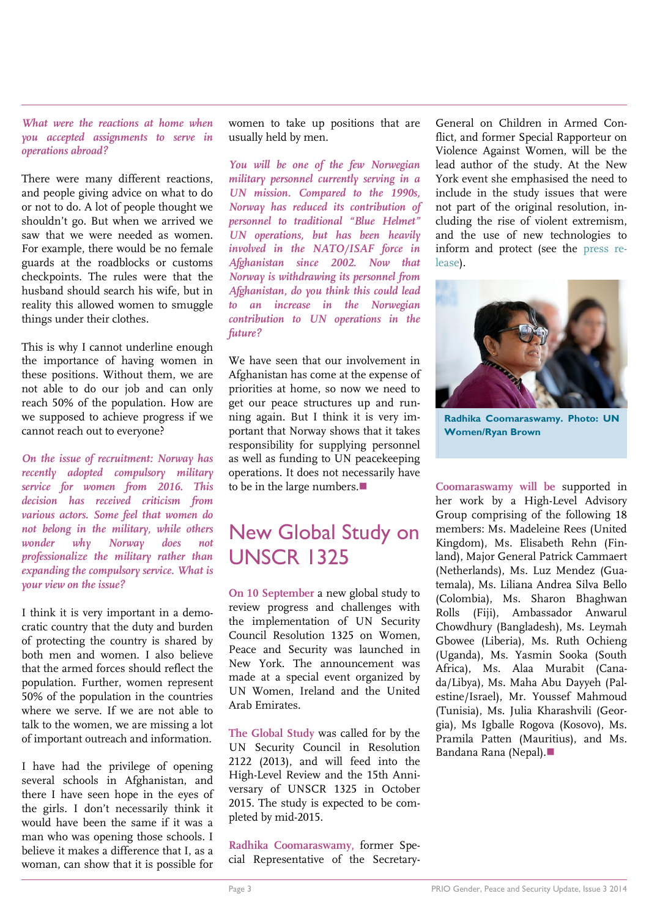*What were the reactions at home when you accepted assignments to serve in operations abroad?*

There were many different reactions, and people giving advice on what to do or not to do. A lot of people thought we shouldn't go. But when we arrived we saw that we were needed as women. For example, there would be no female guards at the roadblocks or customs checkpoints. The rules were that the husband should search his wife, but in reality this allowed women to smuggle things under their clothes.

This is why I cannot underline enough the importance of having women in these positions. Without them, we are not able to do our job and can only reach 50% of the population. How are we supposed to achieve progress if we cannot reach out to everyone?

*On the issue of recruitment: Norway has recently adopted compulsory military service for women from 2016. This decision has received criticism from various actors. Some feel that women do not belong in the military, while others wonder why Norway does not professionalize the military rather than expanding the compulsory service. What is your view on the issue?*

I think it is very important in a democratic country that the duty and burden of protecting the country is shared by both men and women. I also believe that the armed forces should reflect the population. Further, women represent 50% of the population in the countries where we serve. If we are not able to talk to the women, we are missing a lot of important outreach and information.

I have had the privilege of opening several schools in Afghanistan, and there I have seen hope in the eyes of the girls. I don't necessarily think it would have been the same if it was a man who was opening those schools. I believe it makes a difference that I, as a woman, can show that it is possible for women to take up positions that are usually held by men.

*You will be one of the few Norwegian military personnel currently serving in a UN mission. Compared to the 1990s, Norway has reduced its contribution of personnel to traditional "Blue Helmet" UN operations, but has been heavily involved in the NATO/ISAF force in Afghanistan since 2002. Now that Norway is withdrawing its personnel from Afghanistan, do you think this could lead to an increase in the Norwegian contribution to UN operations in the future?*

We have seen that our involvement in Afghanistan has come at the expense of priorities at home, so now we need to get our peace structures up and running again. But I think it is very important that Norway shows that it takes responsibility for supplying personnel as well as funding to UN peacekeeping operations. It does not necessarily have to be in the large numbers.■

# New Global Study on UNSCR 1325

**On 10 September** a new global study to review progress and challenges with the implementation of UN Security Council Resolution 1325 on Women, Peace and Security was launched in New York. The announcement was made at a special event organized by UN Women, Ireland and the United Arab Emirates.

**The Global Study** was called for by the UN Security Council in Resolution 2122 (2013), and will feed into the High-Level Review and the 15th Anniversary of UNSCR 1325 in October 2015. The study is expected to be completed by mid-2015.

**Radhika Coomaraswamy,** former Special Representative of the Secretary-General on Children in Armed Conflict, and former Special Rapporteur on Violence Against Women, will be the lead author of the study. At the New York event she emphasised the need to include in the study issues that were not part of the original resolution, including the rise of violent extremism, and the use of new technologies to inform and protect (see the press release).

**Radhika Coomaraswamy. Photo: UN Women/Ryan Brown**

**Coomaraswamy will be** supported in her work by a High-Level Advisory Group comprising of the following 18 members: Ms. Madeleine Rees (United Kingdom), Ms. Elisabeth Rehn (Finland), Major General Patrick Cammaert (Netherlands), Ms. Luz Mendez (Guatemala), Ms. Liliana Andrea Silva Bello (Colombia), Ms. Sharon Bhaghwan Rolls (Fiji), Ambassador Anwarul Chowdhury (Bangladesh), Ms. Leymah Gbowee (Liberia), Ms. Ruth Ochieng (Uganda), Ms. Yasmin Sooka (South Africa), Ms. Alaa Murabit (Canada/Libya), Ms. Maha Abu Dayyeh (Palestine/Israel), Mr. Youssef Mahmoud (Tunisia), Ms. Julia Kharashvili (Georgia), Ms Igballe Rogova (Kosovo), Ms. Pramila Patten (Mauritius), and Ms. Bandana Rana (Nepal).■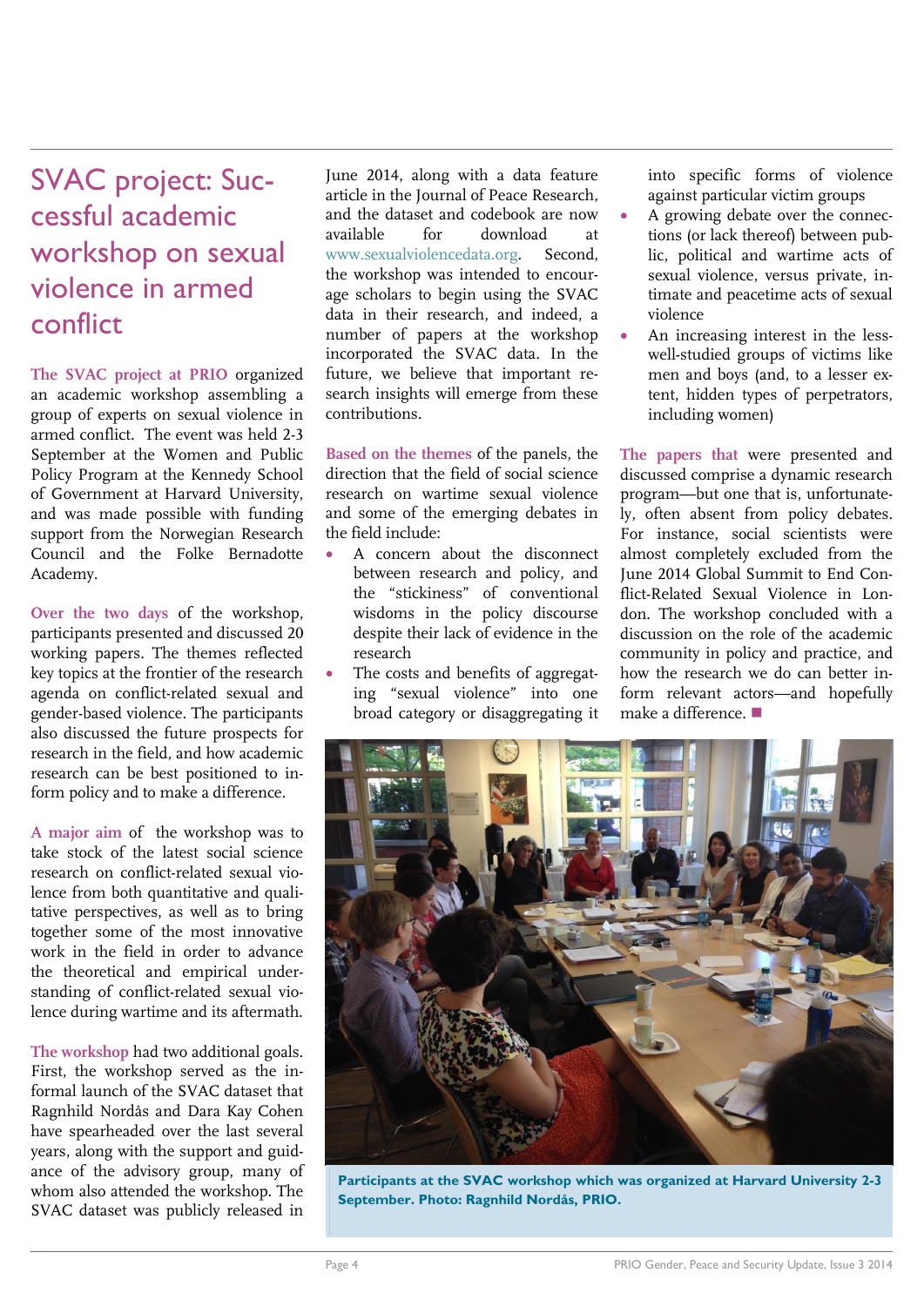# SVAC project: Successful academic workshop on sexual violence in armed conflict

**The SVAC project at PRIO** organized an academic workshop assembling a group of experts on sexual violence in armed conflict. The event was held 2-3 September at the Women and Public Policy Program at the Kennedy School of Government at Harvard University, and was made possible with funding support from the Norwegian Research Council and the Folke Bernadotte Academy.

**Over the two days** of the workshop, participants presented and discussed 20 working papers. The themes reflected key topics at the frontier of the research agenda on conflict-related sexual and gender-based violence. The participants also discussed the future prospects for research in the field, and how academic research can be best positioned to inform policy and to make a difference.

**A major aim** of the workshop was to take stock of the latest social science research on conflict-related sexual violence from both quantitative and qualitative perspectives, as well as to bring together some of the most innovative work in the field in order to advance the theoretical and empirical understanding of conflict-related sexual violence during wartime and its aftermath.

**The workshop** had two additional goals. First, the workshop served as the informal launch of the SVAC dataset that Ragnhild Nordås and Dara Kay Cohen have spearheaded over the last several years, along with the support and guidance of the advisory group, many of whom also attended the workshop. The SVAC dataset was publicly released in June 2014, along with a data feature article in the Journal of Peace Research, and the dataset and codebook are now available for download at www.sexualviolencedata.org. Second, the workshop was intended to encourage scholars to begin using the SVAC data in their research, and indeed, a number of papers at the workshop incorporated the SVAC data. In the future, we believe that important research insights will emerge from these contributions.

**Based on the themes** of the panels, the direction that the field of social science research on wartime sexual violence and some of the emerging debates in the field include:

- A concern about the disconnect between research and policy, and the "stickiness" of conventional wisdoms in the policy discourse despite their lack of evidence in the research
- The costs and benefits of aggregating "sexual violence" into one broad category or disaggregating it into specific forms of violence against particular victim groups
- A growing debate over the connections (or lack thereof) between public, political and wartime acts of sexual violence, versus private, intimate and peacetime acts of sexual violence
- An increasing interest in the less-well-studied groups of victims like men and boys (and, to a lesser extent, hidden types of perpetrators, including women)

**The papers that** were presented and discussed comprise a dynamic research program—but one that is, unfortunately, often absent from policy debates. For instance, social scientists were almost completely excluded from the June 2014 Global Summit to End Conflict-Related Sexual Violence in London. The workshop concluded with a discussion on the role of the academic community in policy and practice, and how the research we do can better inform relevant actors—and hopefully make a difference. ■

**Participants at the SVAC workshop which was organized at Harvard University 2-3 September. Photo: Ragnhild Nordås, PRIO.**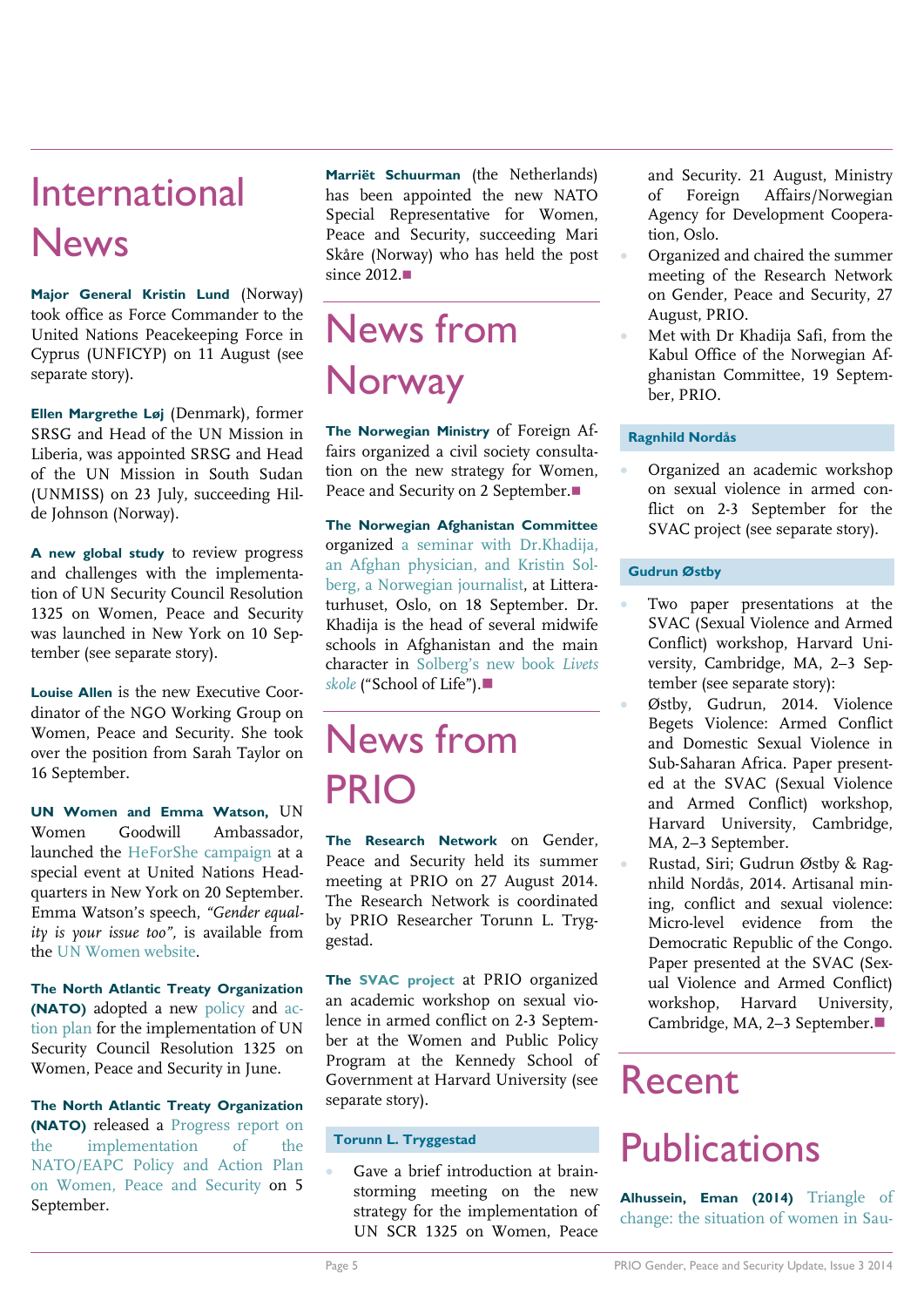# International News

**Major General Kristin Lund** (Norway) took office as Force Commander to the United Nations Peacekeeping Force in Cyprus (UNFICYP) on 11 August (see separate story).

**Ellen Margrethe Løj** (Denmark), former SRSG and Head of the UN Mission in Liberia, was appointed SRSG and Head of the UN Mission in South Sudan (UNMISS) on 23 July, succeeding Hilde Johnson (Norway).

**A new global study** to review progress and challenges with the implementation of UN Security Council Resolution 1325 on Women, Peace and Security was launched in New York on 10 September (see separate story).

**Louise Allen** is the new Executive Coordinator of the NGO Working Group on Women, Peace and Security. She took over the position from Sarah Taylor on 16 September.

**UN Women and Emma Watson,** UN Women Goodwill Ambassador, launched the HeForShe campaign at a special event at United Nations Headquarters in New York on 20 September. Emma Watson's speech, *"Gender equality is your issue too",* is available from the UN Women website.

**The North Atlantic Treaty Organization (NATO)** adopted a new policy and action plan for the implementation of UN Security Council Resolution 1325 on Women, Peace and Security in June.

**The North Atlantic Treaty Organization (NATO)** released a Progress report on the implementation of the NATO/EAPC Policy and Action Plan on Women, Peace and Security on 5 September.

**Marriët Schuurman** (the Netherlands) has been appointed the new NATO Special Representative for Women, Peace and Security, succeeding Mari Skåre (Norway) who has held the post since 2012.■

# News from Norway

**The Norwegian Ministry** of Foreign Affairs organized a civil society consultation on the new strategy for Women, Peace and Security on 2 September.■

**The Norwegian Afghanistan Committee** organized a seminar with Dr.Khadija, an Afghan physician, and Kristin Solberg, a Norwegian journalist, at Litteraturhuset, Oslo, on 18 September. Dr. Khadija is the head of several midwife schools in Afghanistan and the main character in Solberg's new book *Livets skole* ("School of Life").■

# News from PRIO

**The Research Network** on Gender, Peace and Security held its summer meeting at PRIO on 27 August 2014. The Research Network is coordinated by PRIO Researcher Torunn L. Tryggestad.

**The SVAC project** at PRIO organized an academic workshop on sexual violence in armed conflict on 2-3 September at the Women and Public Policy Program at the Kennedy School of Government at Harvard University (see separate story).

### Torunn L. Tryggestad

- Gave a brief introduction at brainstorming meeting on the new strategy for the implementation of UN SCR 1325 on Women, Peace and Security. 21 August, Ministry of Foreign Affairs/Norwegian Agency for Development Cooperation, Oslo.
- Organized and chaired the summer meeting of the Research Network on Gender, Peace and Security, 27 August, PRIO.
- Met with Dr Khadija Safi, from the Kabul Office of the Norwegian Afghanistan Committee, 19 September, PRIO.

### Ragnhild Nordås

- Organized an academic workshop on sexual violence in armed conflict on 2-3 September for the SVAC project (see separate story).

### Gudrun Østby

- Two paper presentations at the SVAC (Sexual Violence and Armed Conflict) workshop, Harvard University, Cambridge, MA, 2–3 September (see separate story):
- Østby, Gudrun, 2014. Violence Begets Violence: Armed Conflict and Domestic Sexual Violence in Sub-Saharan Africa. Paper presented at the SVAC (Sexual Violence and Armed Conflict) workshop, Harvard University, Cambridge, MA, 2–3 September.
- Rustad, Siri; Gudrun Østby & Ragnhild Nordås, 2014. Artisanal mining, conflict and sexual violence: Micro-level evidence from the Democratic Republic of the Congo. Paper presented at the SVAC (Sexual Violence and Armed Conflict) workshop, Harvard University, Cambridge, MA, 2–3 September.■

# Recent Publications

**Alhussein, Eman (2014)** Triangle of change: the situation of women in Sau-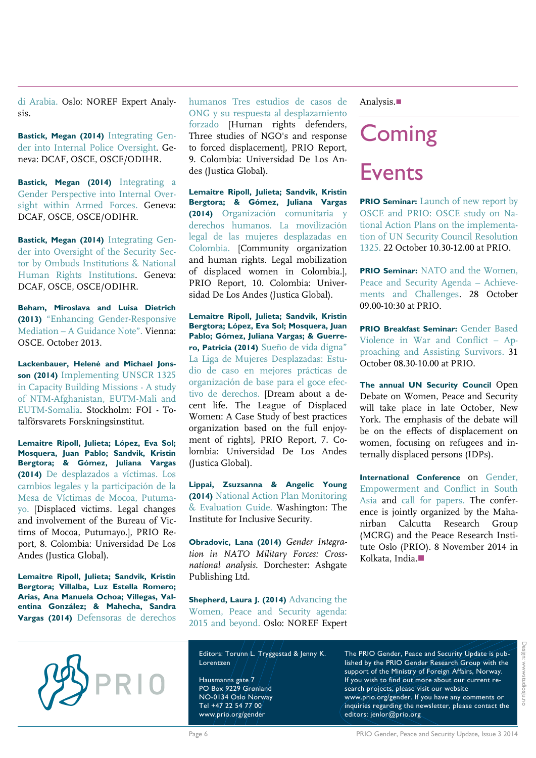di Arabia. Oslo: NOREF Expert Analysis.

**Bastick, Megan (2014)** Integrating Gender into Internal Police Oversight. Geneva: DCAF, OSCE, OSCE/ODIHR.

**Bastick, Megan (2014)** Integrating a Gender Perspective into Internal Oversight within Armed Forces. Geneva: DCAF, OSCE, OSCE/ODIHR.

**Bastick, Megan (2014)** Integrating Gender into Oversight of the Security Sector by Ombuds Institutions & National Human Rights Institutions. Geneva: DCAF, OSCE, OSCE/ODIHR.

**Beham, Miroslava and Luisa Dietrich (2013)** "Enhancing Gender-Responsive Mediation – A Guidance Note". Vienna: OSCE. October 2013.

**Lackenbauer, Helené and Michael Jonsson (2014)** Implementing UNSCR 1325 in Capacity Building Missions - A study of NTM-Afghanistan, EUTM-Mali and EUTM-Somalia. Stockholm: FOI - Totalförsvarets Forskningsinstitut.

**Lemaitre Ripoll, Julieta; López, Eva Sol; Mosquera, Juan Pablo; Sandvik, Kristin Bergtora; & Gómez, Juliana Vargas (2014)** De desplazados a víctimas. Los cambios legales y la participación de la Mesa de Víctimas de Mocoa, Putumayo. [Displaced victims. Legal changes and involvement of the Bureau of Victims of Mocoa, Putumayo.], PRIO Report, 8. Colombia: Universidad De Los Andes (Justica Global).

**Lemaitre Ripoll, Julieta; Sandvik, Kristin Bergtora; Villalba, Luz Estella Romero; Arias, Ana Manuela Ochoa; Villegas, Valentina González; & Mahecha, Sandra Vargas (2014)** Defensoras de derechos humanos Tres estudios de casos de ONG y su respuesta al desplazamiento forzado [Human rights defenders, Three studies of NGO's and response to forced displacement], PRIO Report, 9. Colombia: Universidad De Los Andes (Justica Global).

**Lemaitre Ripoll, Julieta; Sandvik, Kristin Bergtora; & Gómez, Juliana Vargas (2014)** Organización comunitaria y derechos humanos. La movilización legal de las mujeres desplazadas en Colombia. [Community organization and human rights. Legal mobilization of displaced women in Colombia.], PRIO Report, 10. Colombia: Universidad De Los Andes (Justica Global).

**Lemaitre Ripoll, Julieta; Sandvik, Kristin Bergtora; López, Eva Sol; Mosquera, Juan Pablo; Gómez, Juliana Vargas; & Guerrero, Patricia (2014)** Sueño de vida digna" La Liga de Mujeres Desplazadas: Estudio de caso en mejores prácticas de organización de base para el goce efectivo de derechos. [Dream about a decent life. The League of Displaced Women: A Case Study of best practices organization based on the full enjoyment of rights], PRIO Report, 7. Colombia: Universidad De Los Andes (Justica Global).

**Lippai, Zsuzsanna & Angelic Young (2014)** National Action Plan Monitoring & Evaluation Guide. Washington: The Institute for Inclusive Security.

**Obradovic, Lana (2014)** *Gender Integration in NATO Military Forces: Cross-national analysis*. Dorchester: Ashgate Publishing Ltd.

**Shepherd, Laura J. (2014)** Advancing the Women, Peace and Security agenda: 2015 and beyond. Oslo: NOREF Expert Analysis.■

# Coming Events

**PRIO Seminar:** Launch of new report by OSCE and PRIO: OSCE study on National Action Plans on the implementation of UN Security Council Resolution 1325. 22 October 10.30-12.00 at PRIO.

**PRIO Seminar:** NATO and the Women, Peace and Security Agenda – Achievements and Challenges. 28 October 09.00-10:30 at PRIO.

**PRIO Breakfast Seminar:** Gender Based Violence in War and Conflict – Approaching and Assisting Survivors. 31 October 08.30-10.00 at PRIO.

**The annual UN Security Council** Open Debate on Women, Peace and Security will take place in late October, New York. The emphasis of the debate will be on the effects of displacement on women, focusing on refugees and internally displaced persons (IDPs).

**International Conference** on Gender, Empowerment and Conflict in South Asia and call for papers. The conference is jointly organized by the Mahanirban Calcutta Research Group (MCRG) and the Peace Research Institute Oslo (PRIO). 8 November 2014 in Kolkata, India.■

PRIO

Editors: Torunn L. Tryggestad & Jenny K. Lorentzen

Hausmanns gate 7
PO Box 9229 Grønland
NO-0134 Oslo Norway
Tel +47 22 54 77 00
www.prio.org/gender

The PRIO Gender, Peace and Security Update is published by the PRIO Gender Research Group with the support of the Ministry of Foreign Affairs, Norway. If you wish to find out more about our current research projects, please visit our website www.prio.org/gender. If you have any comments or inquiries regarding the newsletter, please contact the editors: jenlor@prio.org

Design: www.studiosju.no